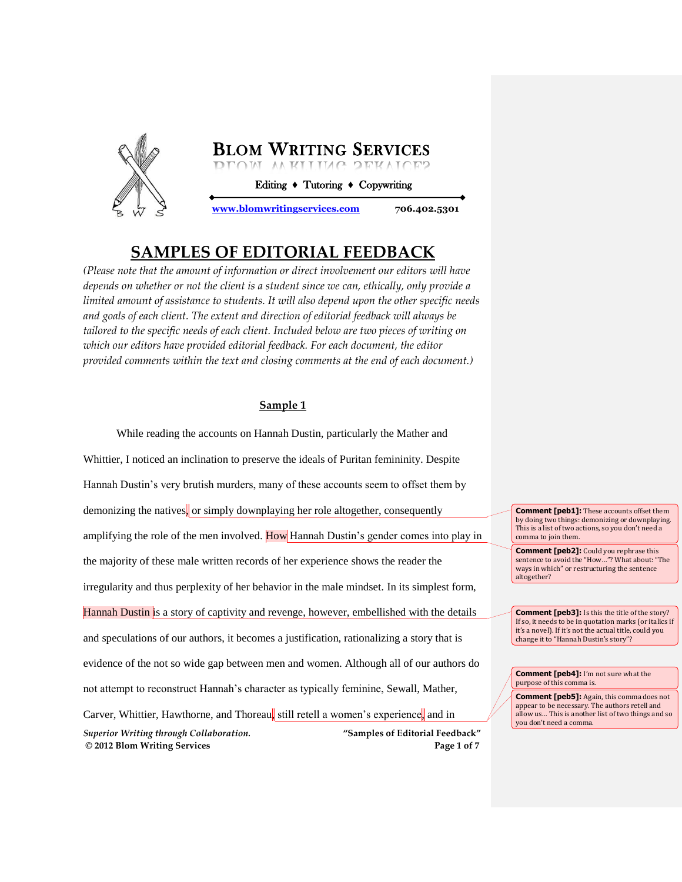# BLOM WRITING SERVICES

Editing ♦ Tutoring ♦ Copywriting

www.blomwritingservices.com 706.402.5301

# SAMPLES OF EDITORIAL FEEDBACK

*(Please note that the amount of information or direct involvement our editors will have depends on whether or not the client is a student since we can, ethically, only provide a limited amount of assistance to students. It will also depend upon the other specific needs and goals of each client. The extent and direction of editorial feedback will always be tailored to the specific needs of each client. Included below are two pieces of writing on which our editors have provided editorial feedback. For each document, the editor provided comments within the text and closing comments at the end of each document.)*

## Sample 1

While reading the accounts on Hannah Dustin, particularly the Mather and Whittier, I noticed an inclination to preserve the ideals of Puritan femininity. Despite Hannah Dustin's very brutish murders, many of these accounts seem to offset them by demonizing the natives, or simply downplaying her role altogether, consequently amplifying the role of the men involved. How Hannah Dustin's gender comes into play in the majority of these male written records of her experience shows the reader the irregularity and thus perplexity of her behavior in the male mindset. In its simplest form, Hannah Dustin is a story of captivity and revenge, however, embellished with the details and speculations of our authors, it becomes a justification, rationalizing a story that is evidence of the not so wide gap between men and women. Although all of our authors do not attempt to reconstruct Hannah's character as typically feminine, Sewall, Mather, Carver, Whittier, Hawthorne, and Thoreau, still retell a women's experience, and in

**Comment [peb1]:** These accounts offset them by doing two things: demonizing or downplaying. This is a list of two actions, so you don't need a comma to join them.

**Comment [peb2]:** Could you rephrase this sentence to avoid the "How…"? What about: "The ways in which" or restructuring the sentence altogether?

**Comment [peb3]:** Is this the title of the story? If so, it needs to be in quotation marks (or italics if it's a novel). If it's not the actual title, could you change it to "Hannah Dustin's story"?

**Comment [peb4]:** I'm not sure what the purpose of this comma is.

**Comment [peb5]:** Again, this comma does not appear to be necessary. The authors retell and allow us… This is another list of two things and so you don't need a comma.

*Superior Writing through Collaboration.*
**© 2012 Blom Writing Services**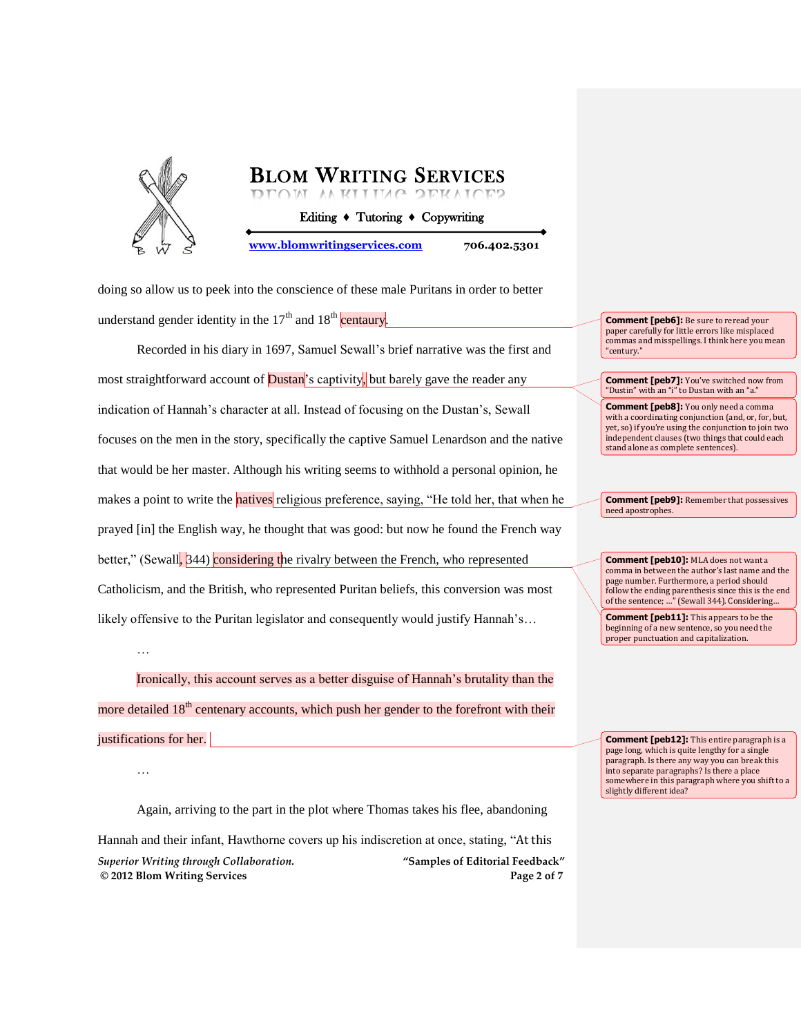doing so allow us to peek into the conscience of these male Puritans in order to better understand gender identity in the 17th and 18th centaury.

Recorded in his diary in 1697, Samuel Sewall's brief narrative was the first and most straightforward account of Dustan's captivity, but barely gave the reader any indication of Hannah's character at all. Instead of focusing on the Dustan's, Sewall focuses on the men in the story, specifically the captive Samuel Lenardson and the native that would be her master. Although his writing seems to withhold a personal opinion, he makes a point to write the natives religious preference, saying, "He told her, that when he prayed [in] the English way, he thought that was good: but now he found the French way better," (Sewall, 344) considering the rivalry between the French, who represented Catholicism, and the British, who represented Puritan beliefs, this conversion was most likely offensive to the Puritan legislator and consequently would justify Hannah's…

…

Ironically, this account serves as a better disguise of Hannah's brutality than the more detailed 18th centenary accounts, which push her gender to the forefront with their justifications for her.

…

Again, arriving to the part in the plot where Thomas takes his flee, abandoning Hannah and their infant, Hawthorne covers up his indiscretion at once, stating, "At this

---

**Comment [peb6]:** Be sure to reread your paper carefully for little errors like misplaced commas and misspellings. I think here you mean "century."

**Comment [peb7]:** You've switched now from "Dustin" with an "i" to Dustan with an "a."

**Comment [peb8]:** You only need a comma with a coordinating conjunction (and, or, for, but, yet, so) if you're using the conjunction to join two independent clauses (two things that could each stand alone as complete sentences).

**Comment [peb9]:** Remember that possessives need apostrophes.

**Comment [peb10]:** MLA does not want a comma in between the author's last name and the page number. Furthermore, a period should follow the ending parenthesis since this is the end of the sentence; …" (Sewall 344). Considering…

**Comment [peb11]:** This appears to be the beginning of a new sentence, so you need the proper punctuation and capitalization.

**Comment [peb12]:** This entire paragraph is a page long, which is quite lengthy for a single paragraph. Is there any way you can break this into separate paragraphs? Is there a place somewhere in this paragraph where you shift to a slightly different idea?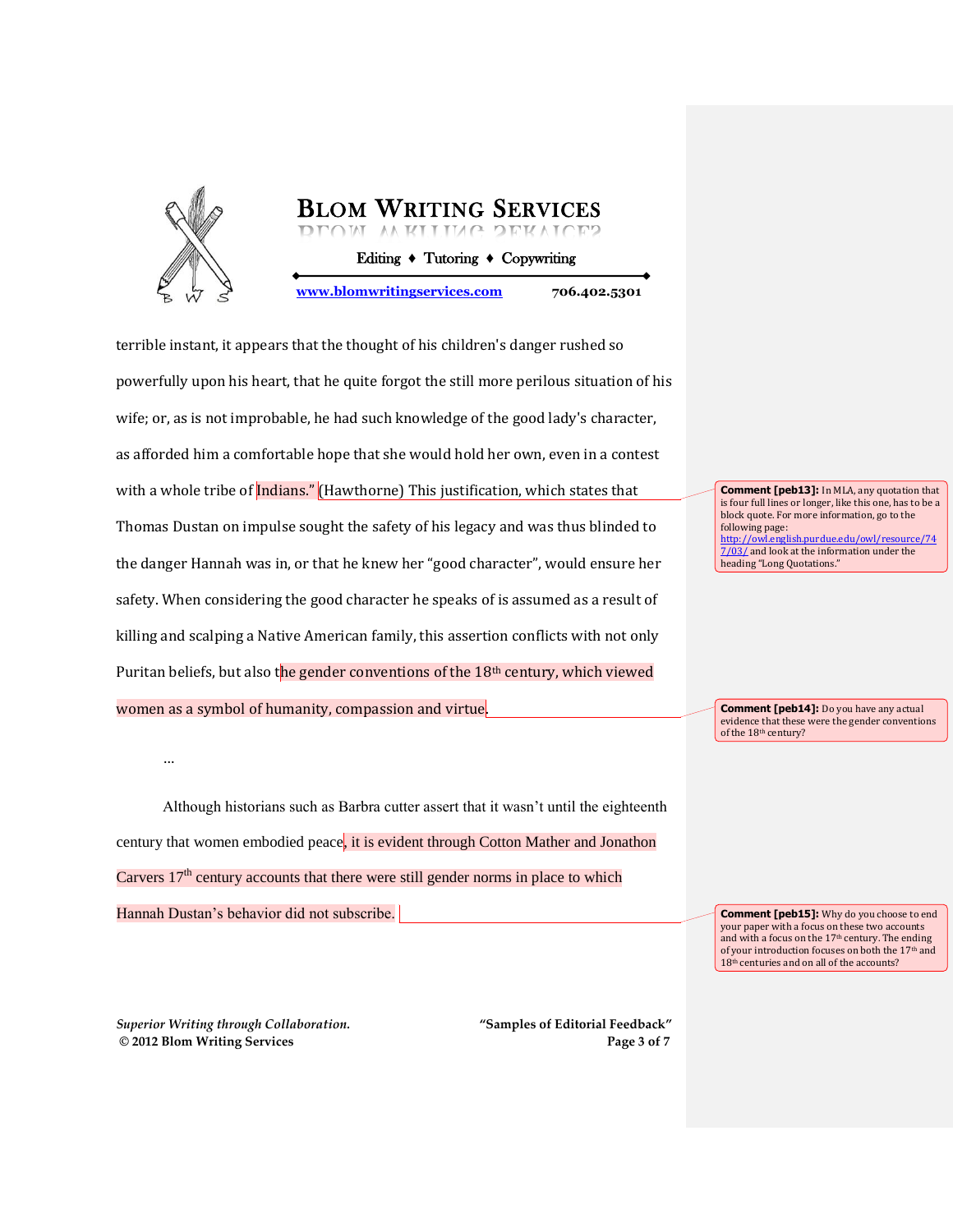terrible instant, it appears that the thought of his children's danger rushed so powerfully upon his heart, that he quite forgot the still more perilous situation of his wife; or, as is not improbable, he had such knowledge of the good lady's character, as afforded him a comfortable hope that she would hold her own, even in a contest with a whole tribe of Indians." (Hawthorne) This justification, which states that Thomas Dustan on impulse sought the safety of his legacy and was thus blinded to the danger Hannah was in, or that he knew her "good character", would ensure her safety. When considering the good character he speaks of is assumed as a result of killing and scalping a Native American family, this assertion conflicts with not only Puritan beliefs, but also the gender conventions of the 18th century, which viewed women as a symbol of humanity, compassion and virtue.

> **Comment [peb13]:** In MLA, any quotation that is four full lines or longer, like this one, has to be a block quote. For more information, go to the following page: http://owl.english.purdue.edu/owl/resource/747/03/ and look at the information under the heading "Long Quotations."

> **Comment [peb14]:** Do you have any actual evidence that these were the gender conventions of the 18th century?

…

Although historians such as Barbra cutter assert that it wasn't until the eighteenth century that women embodied peace, it is evident through Cotton Mather and Jonathon Carvers 17th century accounts that there were still gender norms in place to which Hannah Dustan's behavior did not subscribe.

> **Comment [peb15]:** Why do you choose to end your paper with a focus on these two accounts and with a focus on the 17th century. The ending of your introduction focuses on both the 17th and 18th centuries and on all of the accounts?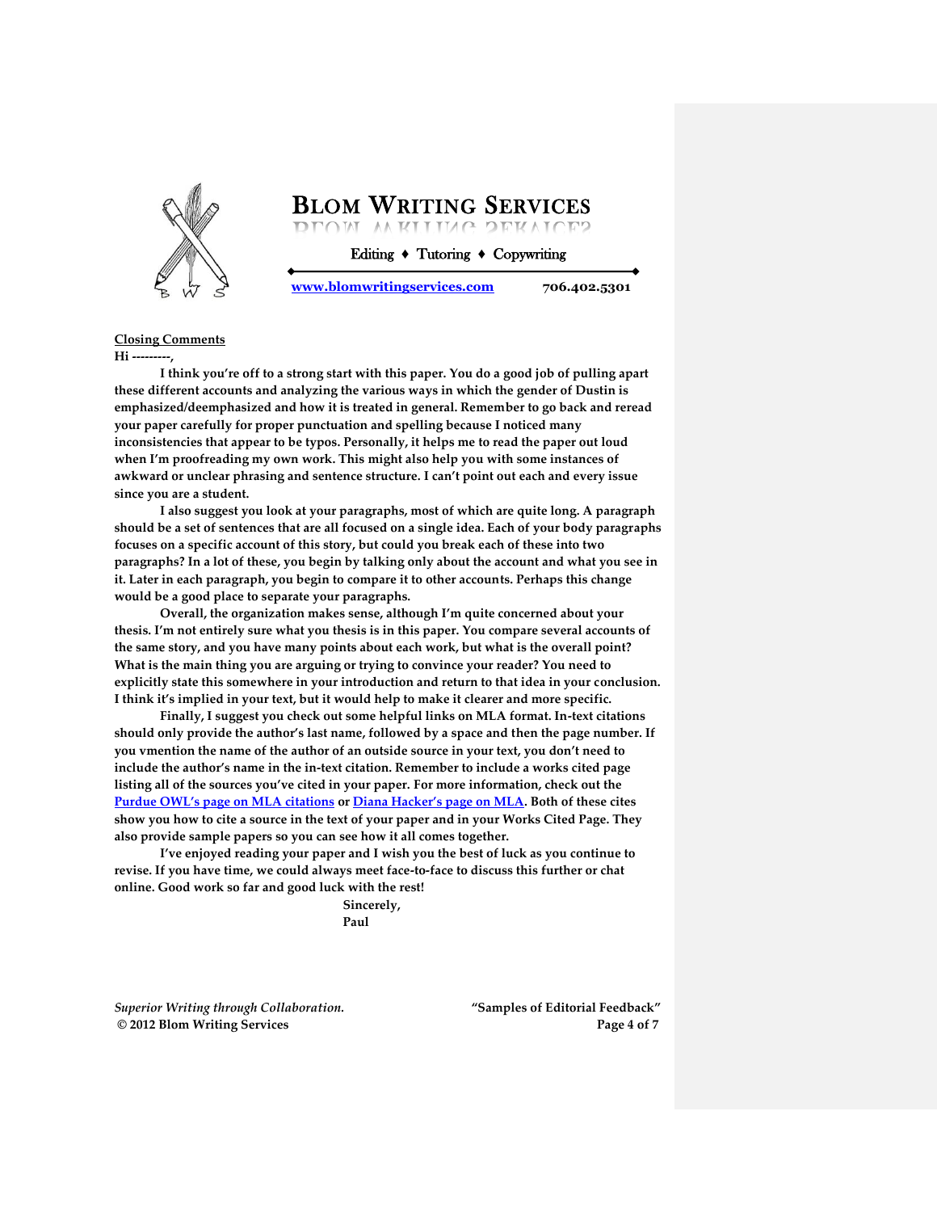# Blom Writing Services

Editing ♦ Tutoring ♦ Copywriting

www.blomwritingservices.com 706.402.5301

**Closing Comments**

**Hi ---------,**

**I think you're off to a strong start with this paper. You do a good job of pulling apart these different accounts and analyzing the various ways in which the gender of Dustin is emphasized/deemphasized and how it is treated in general. Remember to go back and reread your paper carefully for proper punctuation and spelling because I noticed many inconsistencies that appear to be typos. Personally, it helps me to read the paper out loud when I'm proofreading my own work. This might also help you with some instances of awkward or unclear phrasing and sentence structure. I can't point out each and every issue since you are a student.**

**I also suggest you look at your paragraphs, most of which are quite long. A paragraph should be a set of sentences that are all focused on a single idea. Each of your body paragraphs focuses on a specific account of this story, but could you break each of these into two paragraphs? In a lot of these, you begin by talking only about the account and what you see in it. Later in each paragraph, you begin to compare it to other accounts. Perhaps this change would be a good place to separate your paragraphs.**

**Overall, the organization makes sense, although I'm quite concerned about your thesis. I'm not entirely sure what you thesis is in this paper. You compare several accounts of the same story, and you have many points about each work, but what is the overall point? What is the main thing you are arguing or trying to convince your reader? You need to explicitly state this somewhere in your introduction and return to that idea in your conclusion. I think it's implied in your text, but it would help to make it clearer and more specific.**

**Finally, I suggest you check out some helpful links on MLA format. In-text citations should only provide the author's last name, followed by a space and then the page number. If you vmention the name of the author of an outside source in your text, you don't need to include the author's name in the in-text citation. Remember to include a works cited page listing all of the sources you've cited in your paper. For more information, check out the Purdue OWL's page on MLA citations or Diana Hacker's page on MLA. Both of these cites show you how to cite a source in the text of your paper and in your Works Cited Page. They also provide sample papers so you can see how it all comes together.**

**I've enjoyed reading your paper and I wish you the best of luck as you continue to revise. If you have time, we could always meet face-to-face to discuss this further or chat online. Good work so far and good luck with the rest!**

**Sincerely,**
**Paul**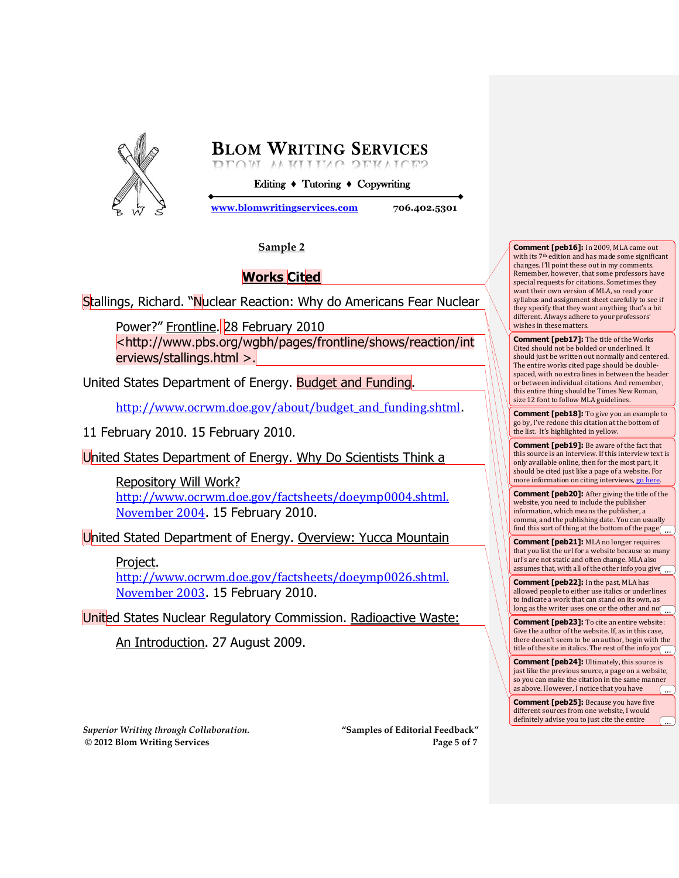## Sample 2

### Works Cited

Stallings, Richard. "Nuclear Reaction: Why do Americans Fear Nuclear Power?" Frontline. 28 February 2010 <http://www.pbs.org/wgbh/pages/frontline/shows/reaction/interviews/stallings.html >.

United States Department of Energy. Budget and Funding. http://www.ocrwm.doe.gov/about/budget_and_funding.shtml. 11 February 2010. 15 February 2010.

United States Department of Energy. Why Do Scientists Think a Repository Will Work? http://www.ocrwm.doe.gov/factsheets/doeymp0004.shtml. November 2004. 15 February 2010.

United Stated Department of Energy. Overview: Yucca Mountain Project. http://www.ocrwm.doe.gov/factsheets/doeymp0026.shtml. November 2003. 15 February 2010.

United States Nuclear Regulatory Commission. Radioactive Waste: An Introduction. 27 August 2009.

**Comment [peb16]:** In 2009, MLA came out with its 7th edition and has made some significant changes. I'll point these out in my comments. Remember, however, that some professors have special requests for citations. Sometimes they want their own version of MLA, so read your syllabus and assignment sheet carefully to see if they specify that they want anything that's a bit different. Always adhere to your professors' wishes in these matters.

**Comment [peb17]:** The title of the Works Cited should not be bolded or underlined. It should just be written out normally and centered. The entire works cited page should be double-spaced, with no extra lines in between the header or between individual citations. And remember, this entire thing should be Times New Roman, size 12 font to follow MLA guidelines.

**Comment [peb18]:** To give you an example to go by, I've redone this citation at the bottom of the list. It's highlighted in yellow.

**Comment [peb19]:** Be aware of the fact that this source is an interview. If this interview text is only available online, then for the most part, it should be cited just like a page of a website. For more information on citing interviews, go here.

**Comment [peb20]:** After giving the title of the website, you need to include the publisher information, which means the publisher, a comma, and the publishing date. You can usually find this sort of thing at the bottom of the page ...

**Comment [peb21]:** MLA no longer requires that you list the url for a website because so many url's are not static and often change. MLA also assumes that, with all of the other info you give ...

**Comment [peb22]:** In the past, MLA has allowed people to either use italics or underlines to indicate a work that can stand on its own, as long as the writer uses one or the other and not ...

**Comment [peb23]:** To cite an entire website: Give the author of the website. If, as in this case, there doesn't seem to be an author, begin with the title of the site in italics. The rest of the info you ...

**Comment [peb24]:** Ultimately, this source is just like the previous source, a page on a website, so you can make the citation in the same manner as above. However, I notice that you have ...

**Comment [peb25]:** Because you have five different sources from one website, I would definitely advise you to just cite the entire ...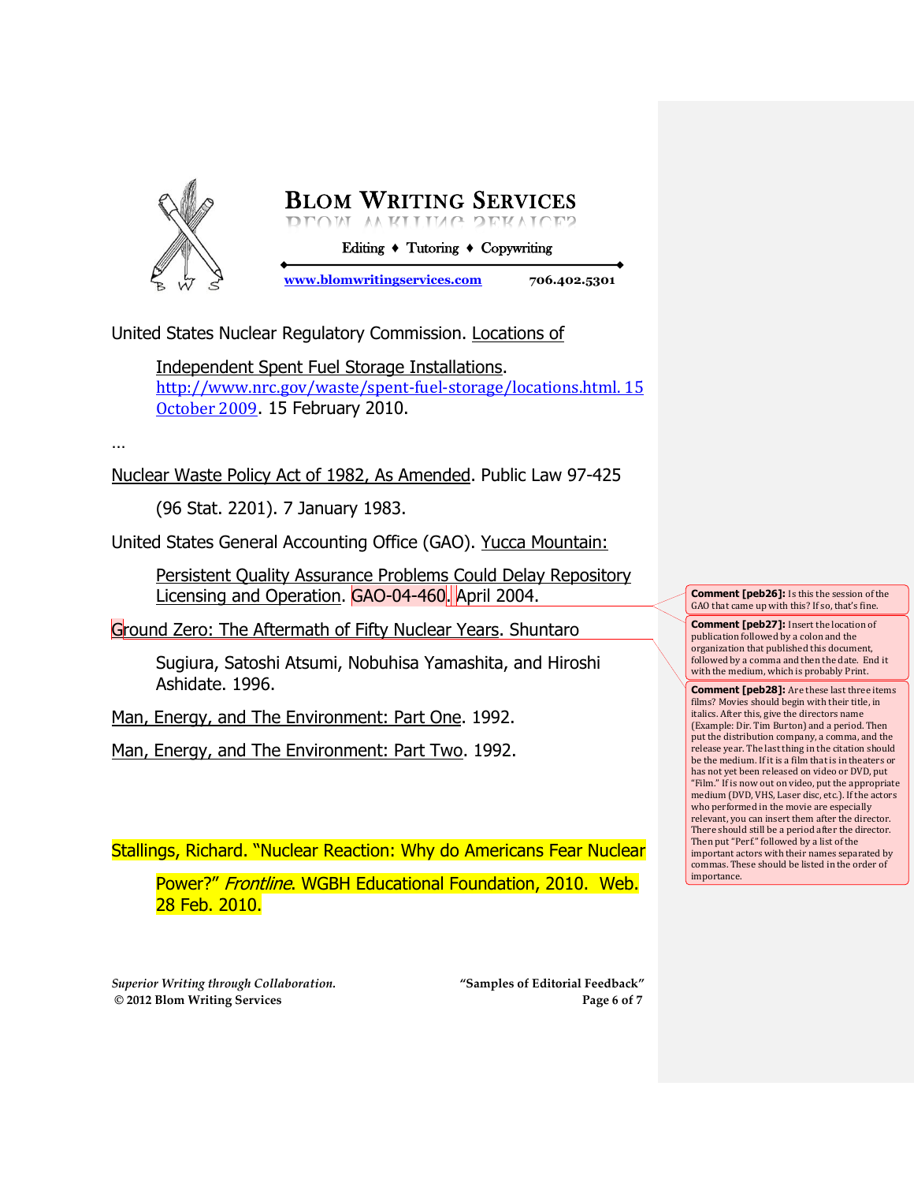United States Nuclear Regulatory Commission. Locations of Independent Spent Fuel Storage Installations. http://www.nrc.gov/waste/spent-fuel-storage/locations.html. 15 October 2009. 15 February 2010.

…

Nuclear Waste Policy Act of 1982, As Amended. Public Law 97-425 (96 Stat. 2201). 7 January 1983.

United States General Accounting Office (GAO). Yucca Mountain: Persistent Quality Assurance Problems Could Delay Repository Licensing and Operation. GAO-04-460. April 2004.

Ground Zero: The Aftermath of Fifty Nuclear Years. Shuntaro Sugiura, Satoshi Atsumi, Nobuhisa Yamashita, and Hiroshi Ashidate. 1996.

Man, Energy, and The Environment: Part One. 1992.

Man, Energy, and The Environment: Part Two. 1992.

Stallings, Richard. "Nuclear Reaction: Why do Americans Fear Nuclear Power?" *Frontline*. WGBH Educational Foundation, 2010. Web. 28 Feb. 2010.

**Comment [peb26]:** Is this the session of the GAO that came up with this? If so, that's fine.

**Comment [peb27]:** Insert the location of publication followed by a colon and the organization that published this document, followed by a comma and then the date. End it with the medium, which is probably Print.

**Comment [peb28]:** Are these last three items films? Movies should begin with their title, in italics. After this, give the directors name (Example: Dir. Tim Burton) and a period. Then put the distribution company, a comma, and the release year. The last thing in the citation should be the medium. If it is a film that is in theaters or has not yet been released on video or DVD, put "Film." If is now out on video, put the appropriate medium (DVD, VHS, Laser disc, etc.). If the actors who performed in the movie are especially relevant, you can insert them after the director. There should still be a period after the director. Then put "Perf." followed by a list of the important actors with their names separated by commas. These should be listed in the order of importance.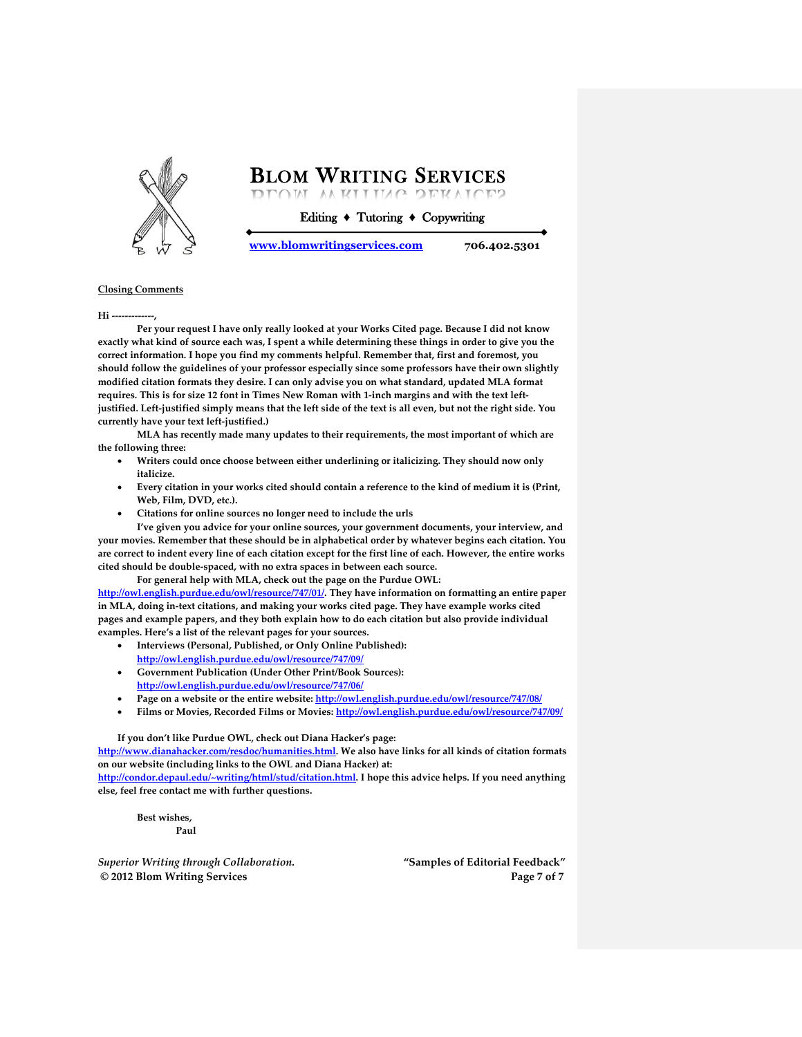# Blom Writing Services

Editing ♦ Tutoring ♦ Copywriting

www.blomwritingservices.com 706.402.5301

**Closing Comments**

**Hi -------------,**

**Per your request I have only really looked at your Works Cited page. Because I did not know exactly what kind of source each was, I spent a while determining these things in order to give you the correct information. I hope you find my comments helpful. Remember that, first and foremost, you should follow the guidelines of your professor especially since some professors have their own slightly modified citation formats they desire. I can only advise you on what standard, updated MLA format requires. This is for size 12 font in Times New Roman with 1-inch margins and with the text left-justified. Left-justified simply means that the left side of the text is all even, but not the right side. You currently have your text left-justified.)**

**MLA has recently made many updates to their requirements, the most important of which are the following three:**

- **Writers could once choose between either underlining or italicizing. They should now only italicize.**
- **Every citation in your works cited should contain a reference to the kind of medium it is (Print, Web, Film, DVD, etc.).**
- **Citations for online sources no longer need to include the urls**

**I've given you advice for your online sources, your government documents, your interview, and your movies. Remember that these should be in alphabetical order by whatever begins each citation. You are correct to indent every line of each citation except for the first line of each. However, the entire works cited should be double-spaced, with no extra spaces in between each source.**

**For general help with MLA, check out the page on the Purdue OWL: http://owl.english.purdue.edu/owl/resource/747/01/. They have information on formatting an entire paper in MLA, doing in-text citations, and making your works cited page. They have example works cited pages and example papers, and they both explain how to do each citation but also provide individual examples. Here's a list of the relevant pages for your sources.**

- **Interviews (Personal, Published, or Only Online Published): http://owl.english.purdue.edu/owl/resource/747/09/**
- **Government Publication (Under Other Print/Book Sources): http://owl.english.purdue.edu/owl/resource/747/06/**
- **Page on a website or the entire website: http://owl.english.purdue.edu/owl/resource/747/08/**
- **Films or Movies, Recorded Films or Movies: http://owl.english.purdue.edu/owl/resource/747/09/**

**If you don't like Purdue OWL, check out Diana Hacker's page: http://www.dianahacker.com/resdoc/humanities.html. We also have links for all kinds of citation formats on our website (including links to the OWL and Diana Hacker) at: http://condor.depaul.edu/~writing/html/stud/citation.html. I hope this advice helps. If you need anything else, feel free contact me with further questions.**

**Best wishes,**
**Paul**

*Superior Writing through Collaboration.*
**© 2012 Blom Writing Services**

**"Samples of Editorial Feedback"**